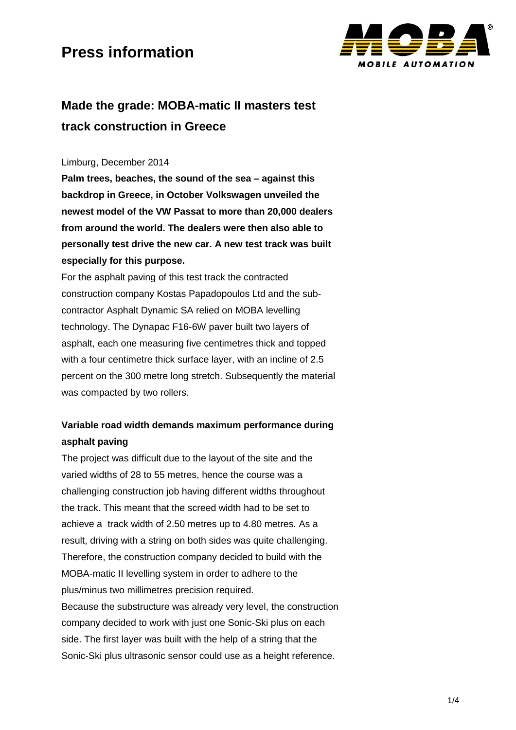# Press information

## Made the grade: MOBA-matic II masters test track construction in Greece

Limburg, December 2014

**Palm trees, beaches, the sound of the sea – against this backdrop in Greece, in October Volkswagen unveiled the newest model of the VW Passat to more than 20,000 dealers from around the world. The dealers were then also able to personally test drive the new car. A new test track was built especially for this purpose.**

For the asphalt paving of this test track the contracted construction company Kostas Papadopoulos Ltd and the sub-contractor Asphalt Dynamic SA relied on MOBA levelling technology. The Dynapac F16-6W paver built two layers of asphalt, each one measuring five centimetres thick and topped with a four centimetre thick surface layer, with an incline of 2.5 percent on the 300 metre long stretch. Subsequently the material was compacted by two rollers.

### Variable road width demands maximum performance during asphalt paving

The project was difficult due to the layout of the site and the varied widths of 28 to 55 metres, hence the course was a challenging construction job having different widths throughout the track. This meant that the screed width had to be set to achieve a track width of 2.50 metres up to 4.80 metres. As a result, driving with a string on both sides was quite challenging. Therefore, the construction company decided to build with the MOBA-matic II levelling system in order to adhere to the plus/minus two millimetres precision required.

Because the substructure was already very level, the construction company decided to work with just one Sonic-Ski plus on each side. The first layer was built with the help of a string that the Sonic-Ski plus ultrasonic sensor could use as a height reference.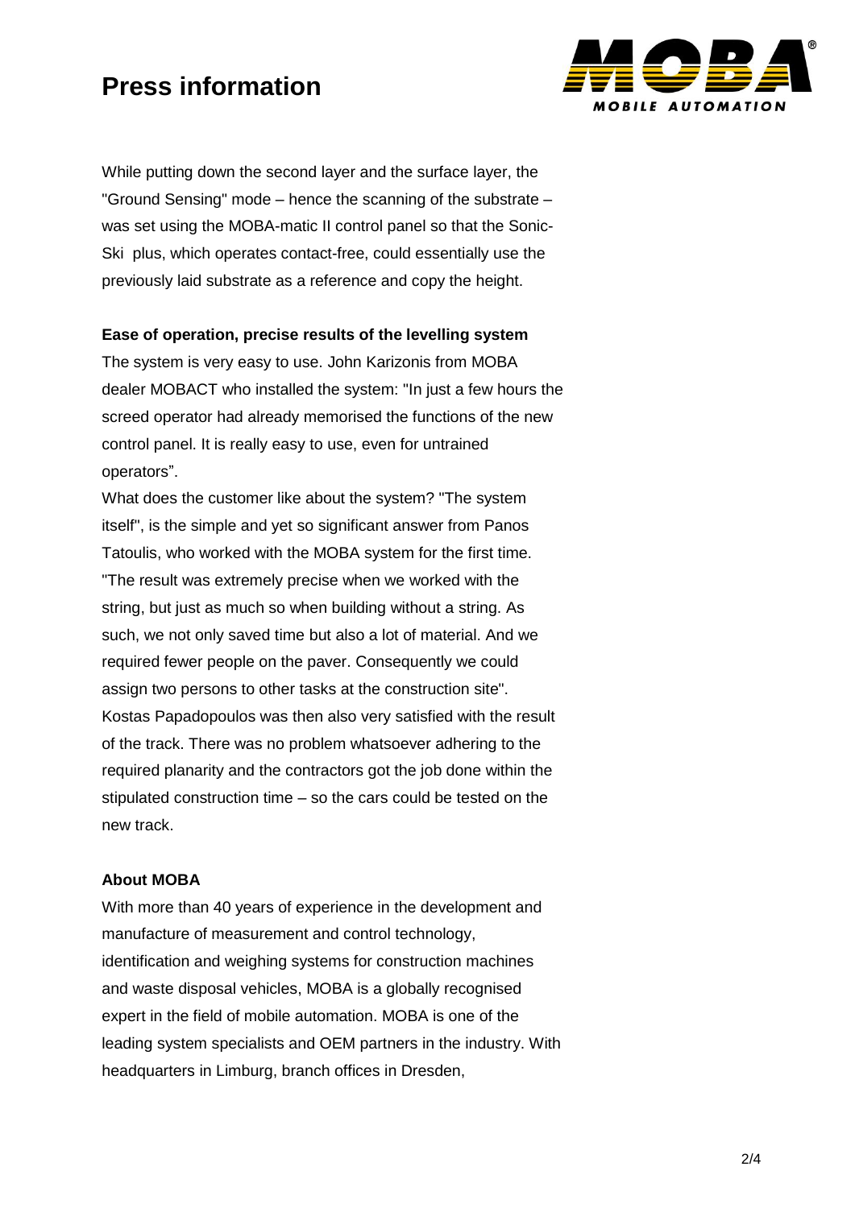While putting down the second layer and the surface layer, the "Ground Sensing" mode – hence the scanning of the substrate – was set using the MOBA-matic II control panel so that the Sonic-Ski plus, which operates contact-free, could essentially use the previously laid substrate as a reference and copy the height.

**Ease of operation, precise results of the levelling system**

The system is very easy to use. John Karizonis from MOBA dealer MOBACT who installed the system: "In just a few hours the screed operator had already memorised the functions of the new control panel. It is really easy to use, even for untrained operators".

What does the customer like about the system? "The system itself", is the simple and yet so significant answer from Panos Tatoulis, who worked with the MOBA system for the first time. "The result was extremely precise when we worked with the string, but just as much so when building without a string. As such, we not only saved time but also a lot of material. And we required fewer people on the paver. Consequently we could assign two persons to other tasks at the construction site". Kostas Papadopoulos was then also very satisfied with the result of the track. There was no problem whatsoever adhering to the required planarity and the contractors got the job done within the stipulated construction time – so the cars could be tested on the new track.

**About MOBA**

With more than 40 years of experience in the development and manufacture of measurement and control technology, identification and weighing systems for construction machines and waste disposal vehicles, MOBA is a globally recognised expert in the field of mobile automation. MOBA is one of the leading system specialists and OEM partners in the industry. With headquarters in Limburg, branch offices in Dresden,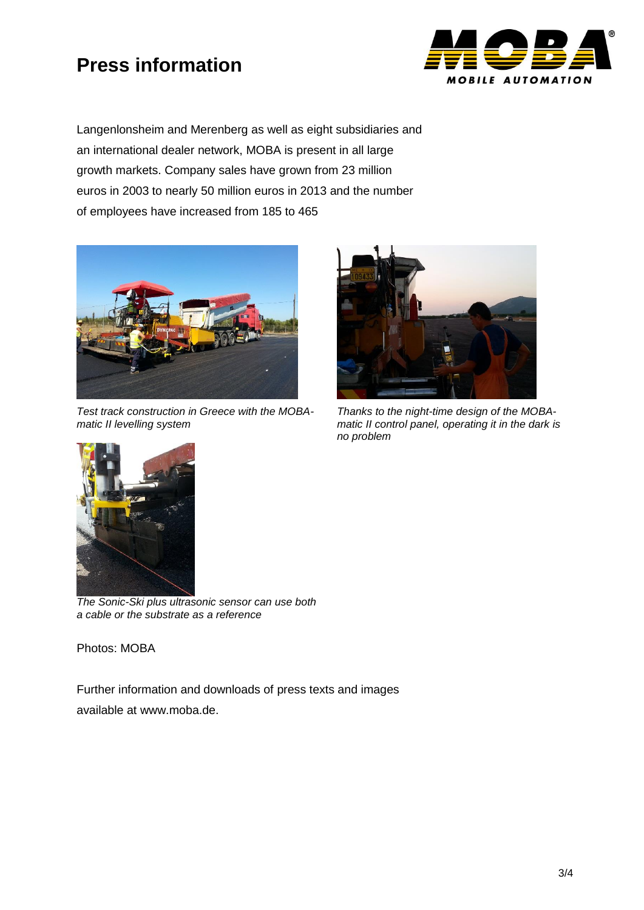Langenlonsheim and Merenberg as well as eight subsidiaries and an international dealer network, MOBA is present in all large growth markets. Company sales have grown from 23 million euros in 2003 to nearly 50 million euros in 2013 and the number of employees have increased from 185 to 465

*Test track construction in Greece with the MOBA-matic II levelling system*

*Thanks to the night-time design of the MOBA-matic II control panel, operating it in the dark is no problem*

*The Sonic-Ski plus ultrasonic sensor can use both a cable or the substrate as a reference*

Photos: MOBA

Further information and downloads of press texts and images available at www.moba.de.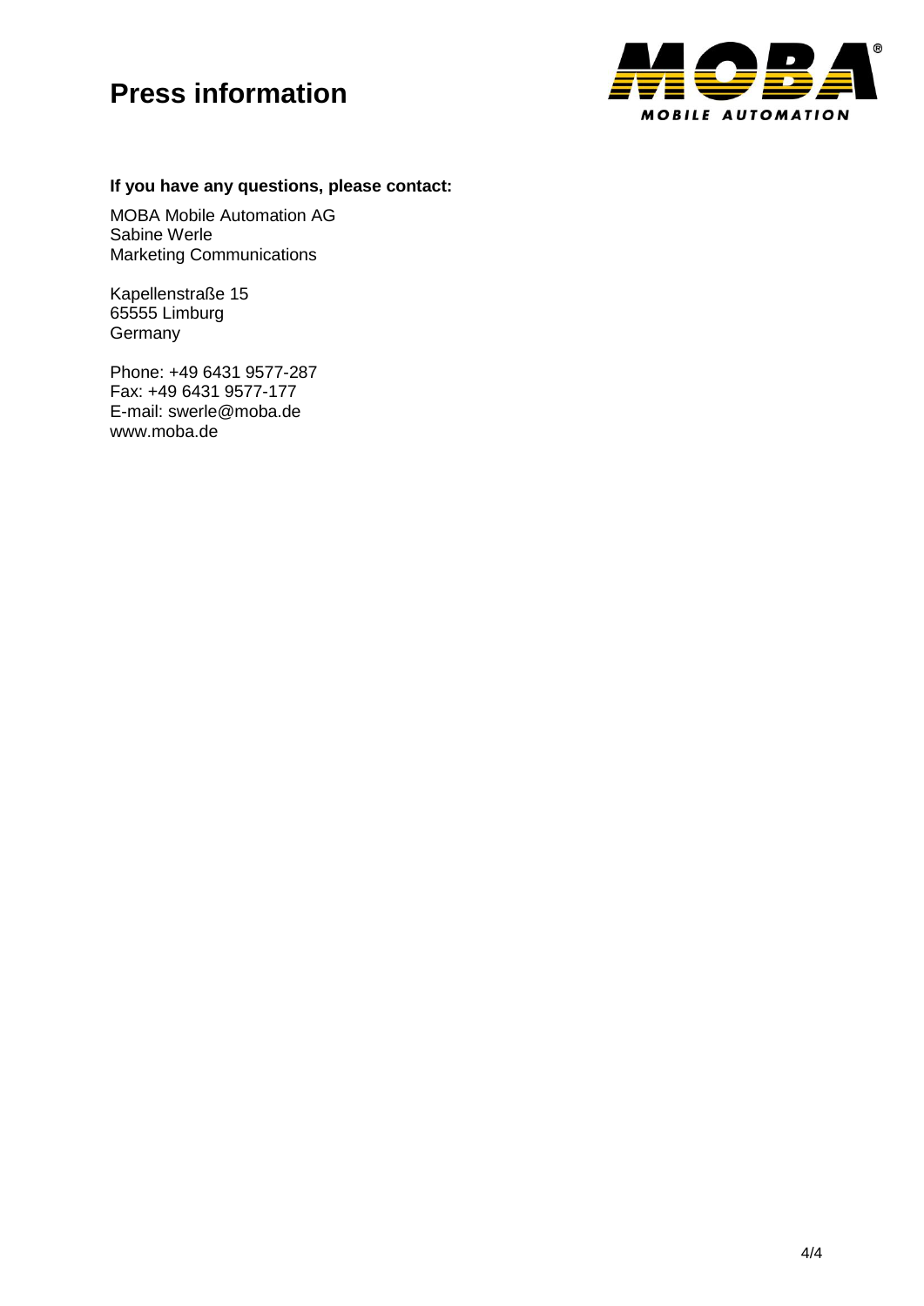# Press information

**If you have any questions, please contact:**

MOBA Mobile Automation AG
Sabine Werle
Marketing Communications

Kapellenstraße 15
65555 Limburg
Germany

Phone: +49 6431 9577-287
Fax: +49 6431 9577-177
E-mail: swerle@moba.de
www.moba.de